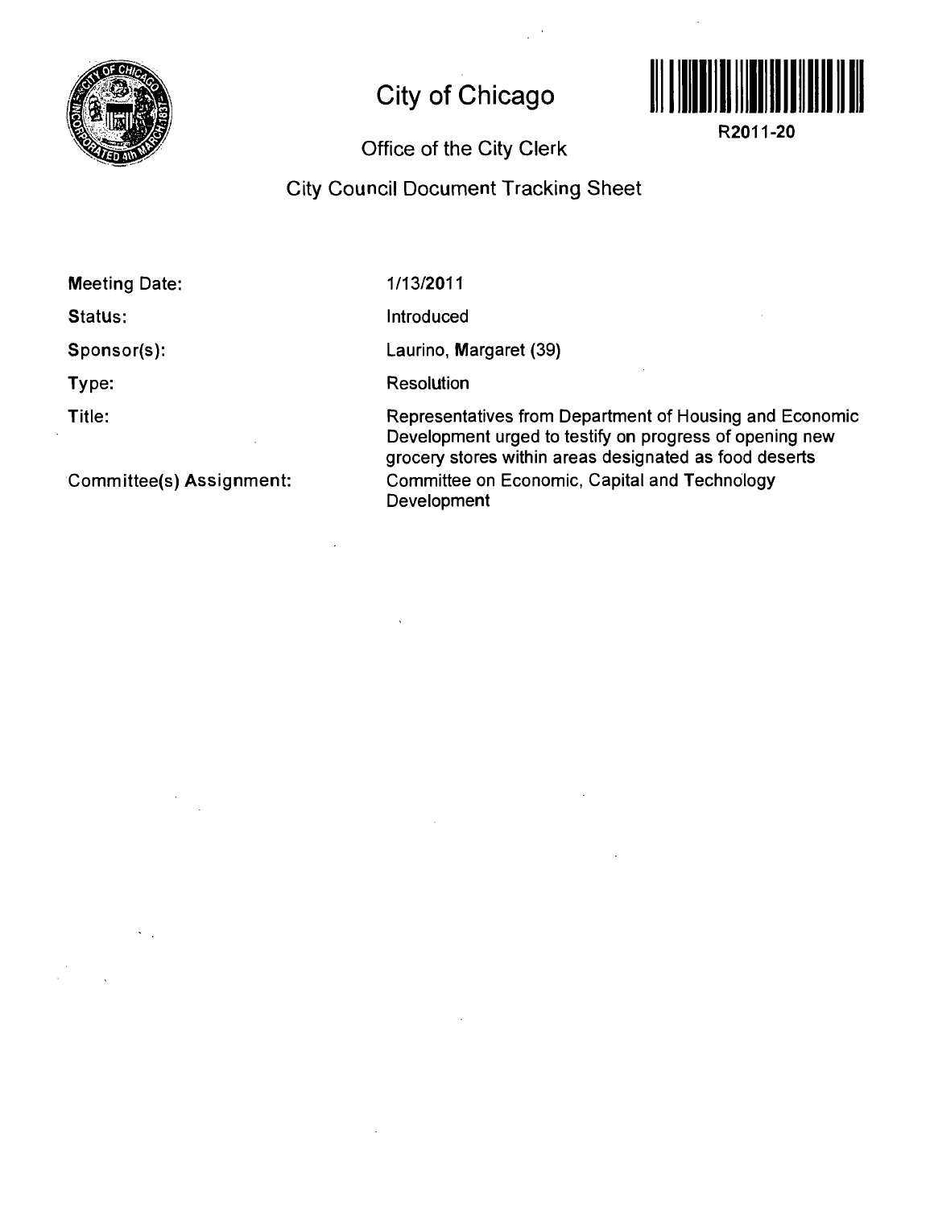# City of Chicago

R2011-20

## Office of the City Clerk

## City Council Document Tracking Sheet

**Meeting Date:** 1/13/2011

**Status:** Introduced

**Sponsor(s):** Laurino, Margaret (39)

**Type:** Resolution

**Title:** Representatives from Department of Housing and Economic Development urged to testify on progress of opening new grocery stores within areas designated as food deserts

**Committee(s) Assignment:** Committee on Economic, Capital and Technology Development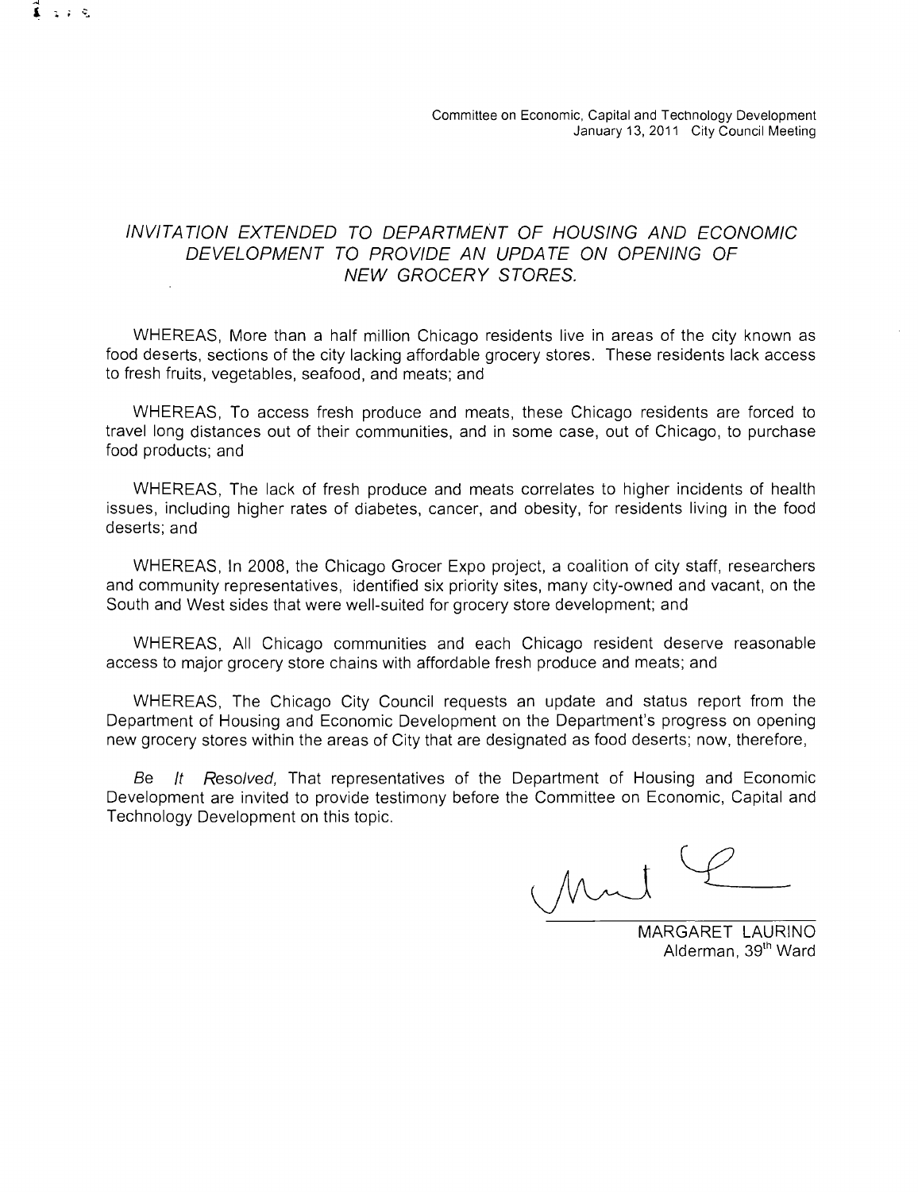Committee on Economic, Capital and Technology Development
January 13, 2011 City Council Meeting

## *INVITATION EXTENDED TO DEPARTMENT OF HOUSING AND ECONOMIC DEVELOPMENT TO PROVIDE AN UPDATE ON OPENING OF NEW GROCERY STORES.*

WHEREAS, More than a half million Chicago residents live in areas of the city known as food deserts, sections of the city lacking affordable grocery stores. These residents lack access to fresh fruits, vegetables, seafood, and meats; and

WHEREAS, To access fresh produce and meats, these Chicago residents are forced to travel long distances out of their communities, and in some case, out of Chicago, to purchase food products; and

WHEREAS, The lack of fresh produce and meats correlates to higher incidents of health issues, including higher rates of diabetes, cancer, and obesity, for residents living in the food deserts; and

WHEREAS, In 2008, the Chicago Grocer Expo project, a coalition of city staff, researchers and community representatives, identified six priority sites, many city-owned and vacant, on the South and West sides that were well-suited for grocery store development; and

WHEREAS, All Chicago communities and each Chicago resident deserve reasonable access to major grocery store chains with affordable fresh produce and meats; and

WHEREAS, The Chicago City Council requests an update and status report from the Department of Housing and Economic Development on the Department's progress on opening new grocery stores within the areas of City that are designated as food deserts; now, therefore,

*Be It Resolved,* That representatives of the Department of Housing and Economic Development are invited to provide testimony before the Committee on Economic, Capital and Technology Development on this topic.

MARGARET LAURINO
Alderman, 39th Ward